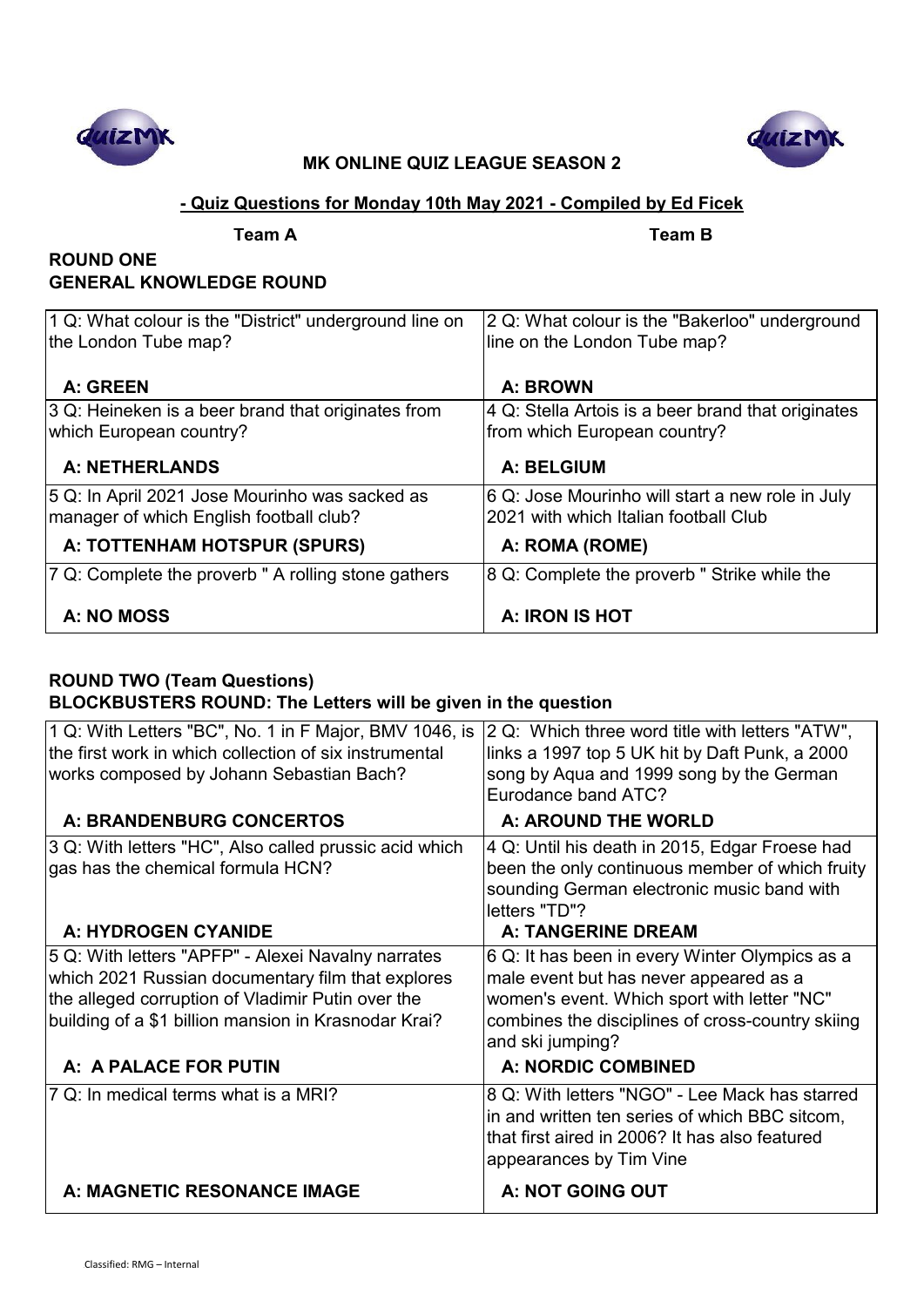**MK ONLINE QUIZ LEAGUE SEASON 2**

**- Quiz Questions for Monday 10th May 2021 - Compiled by Ed Ficek**

**Team A** **Team B**

## ROUND ONE
## GENERAL KNOWLEDGE ROUND

| Team A | Team B |
|---|---|
| 1 Q: What colour is the "District" underground line on the London Tube map? **A: GREEN** | 2 Q: What colour is the "Bakerloo" underground line on the London Tube map? **A: BROWN** |
| 3 Q: Heineken is a beer brand that originates from which European country? **A: NETHERLANDS** | 4 Q: Stella Artois is a beer brand that originates from which European country? **A: BELGIUM** |
| 5 Q: In April 2021 Jose Mourinho was sacked as manager of which English football club? **A: TOTTENHAM HOTSPUR (SPURS)** | 6 Q: Jose Mourinho will start a new role in July 2021 with which Italian football Club **A: ROMA (ROME)** |
| 7 Q: Complete the proverb " A rolling stone gathers **A: NO MOSS** | 8 Q: Complete the proverb " Strike while the **A: IRON IS HOT** |

## ROUND TWO (Team Questions)
## BLOCKBUSTERS ROUND: The Letters will be given in the question

| Team A | Team B |
|---|---|
| 1 Q: With Letters "BC", No. 1 in F Major, BMV 1046, is the first work in which collection of six instrumental works composed by Johann Sebastian Bach? **A: BRANDENBURG CONCERTOS** | 2 Q: Which three word title with letters "ATW", links a 1997 top 5 UK hit by Daft Punk, a 2000 song by Aqua and 1999 song by the German Eurodance band ATC? **A: AROUND THE WORLD** |
| 3 Q: With letters "HC", Also called prussic acid which gas has the chemical formula HCN? **A: HYDROGEN CYANIDE** | 4 Q: Until his death in 2015, Edgar Froese had been the only continuous member of which fruity sounding German electronic music band with letters "TD"? **A: TANGERINE DREAM** |
| 5 Q: With letters "APFP" - Alexei Navalny narrates which 2021 Russian documentary film that explores the alleged corruption of Vladimir Putin over the building of a $1 billion mansion in Krasnodar Krai? **A: A PALACE FOR PUTIN** | 6 Q: It has been in every Winter Olympics as a male event but has never appeared as a women's event. Which sport with letter "NC" combines the disciplines of cross-country skiing and ski jumping? **A: NORDIC COMBINED** |
| 7 Q: In medical terms what is a MRI? **A: MAGNETIC RESONANCE IMAGE** | 8 Q: With letters "NGO" - Lee Mack has starred in and written ten series of which BBC sitcom, that first aired in 2006? It has also featured appearances by Tim Vine **A: NOT GOING OUT** |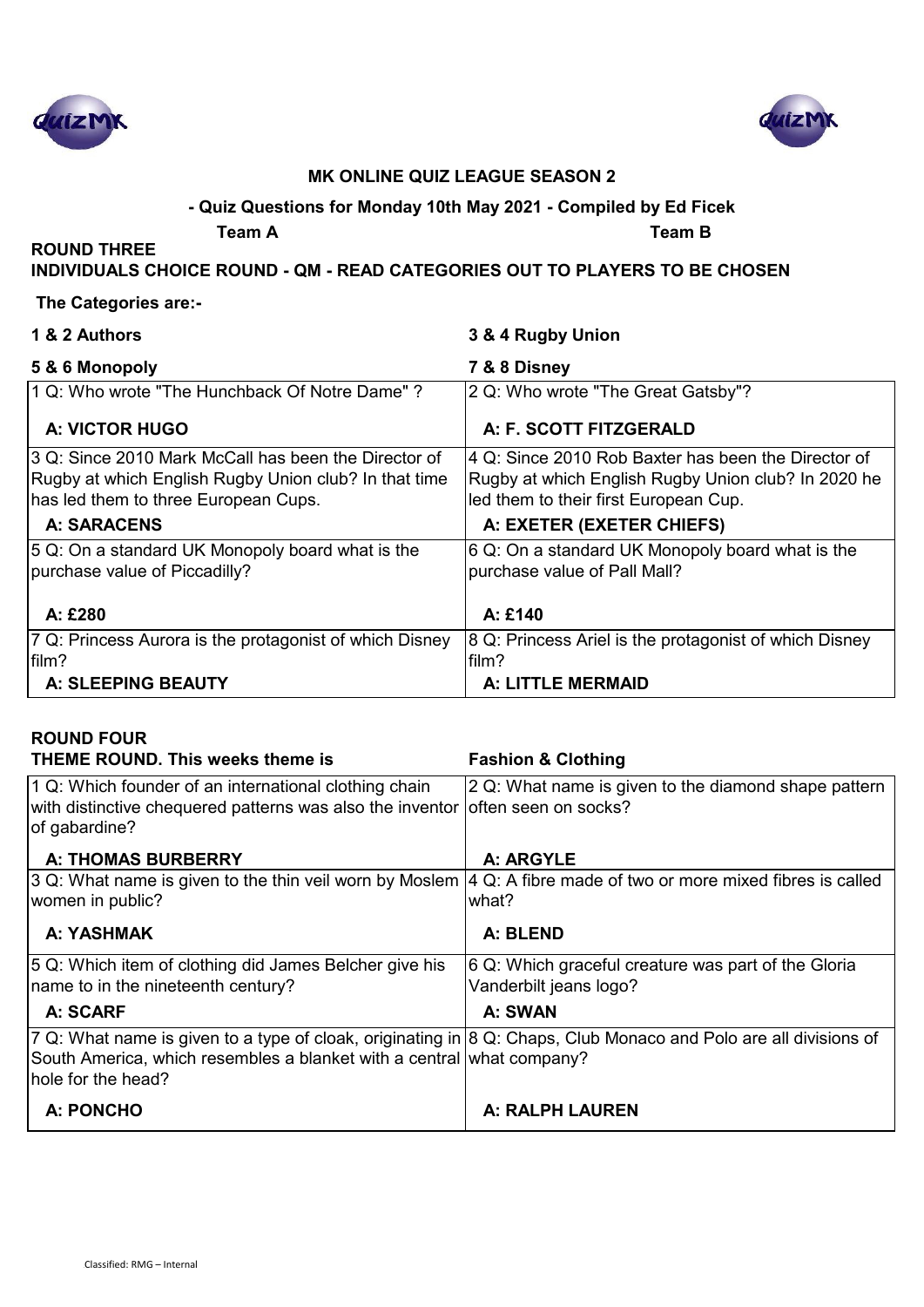**MK ONLINE QUIZ LEAGUE SEASON 2**

**- Quiz Questions for Monday 10th May 2021 - Compiled by Ed Ficek**

**Team A** **Team B**

**ROUND THREE**

**INDIVIDUALS CHOICE ROUND - QM - READ CATEGORIES OUT TO PLAYERS TO BE CHOSEN**

**The Categories are:-**

**1 & 2 Authors** **3 & 4 Rugby Union**

**5 & 6 Monopoly** **7 & 8 Disney**

| Team A | Team B |
|---|---|
| 1 Q: Who wrote "The Hunchback Of Notre Dame" ?<br><br>**A: VICTOR HUGO** | 2 Q: Who wrote "The Great Gatsby"?<br><br>**A: F. SCOTT FITZGERALD** |
| 3 Q: Since 2010 Mark McCall has been the Director of Rugby at which English Rugby Union club? In that time has led them to three European Cups.<br><br>**A: SARACENS** | 4 Q: Since 2010 Rob Baxter has been the Director of Rugby at which English Rugby Union club? In 2020 he led them to their first European Cup.<br><br>**A: EXETER (EXETER CHIEFS)** |
| 5 Q: On a standard UK Monopoly board what is the purchase value of Piccadilly?<br><br>**A: £280** | 6 Q: On a standard UK Monopoly board what is the purchase value of Pall Mall?<br><br>**A: £140** |
| 7 Q: Princess Aurora is the protagonist of which Disney film?<br><br>**A: SLEEPING BEAUTY** | 8 Q: Princess Ariel is the protagonist of which Disney film?<br><br>**A: LITTLE MERMAID** |

**ROUND FOUR**

**THEME ROUND. This weeks theme is** **Fashion & Clothing**

| Team A | Team B |
|---|---|
| 1 Q: Which founder of an international clothing chain with distinctive chequered patterns was also the inventor of gabardine?<br><br>**A: THOMAS BURBERRY** | 2 Q: What name is given to the diamond shape pattern often seen on socks?<br><br>**A: ARGYLE** |
| 3 Q: What name is given to the thin veil worn by Moslem women in public?<br><br>**A: YASHMAK** | 4 Q: A fibre made of two or more mixed fibres is called what?<br><br>**A: BLEND** |
| 5 Q: Which item of clothing did James Belcher give his name to in the nineteenth century?<br><br>**A: SCARF** | 6 Q: Which graceful creature was part of the Gloria Vanderbilt jeans logo?<br><br>**A: SWAN** |
| 7 Q: What name is given to a type of cloak, originating in South America, which resembles a blanket with a central hole for the head?<br><br>**A: PONCHO** | 8 Q: Chaps, Club Monaco and Polo are all divisions of what company?<br><br>**A: RALPH LAUREN** |

Classified: RMG – Internal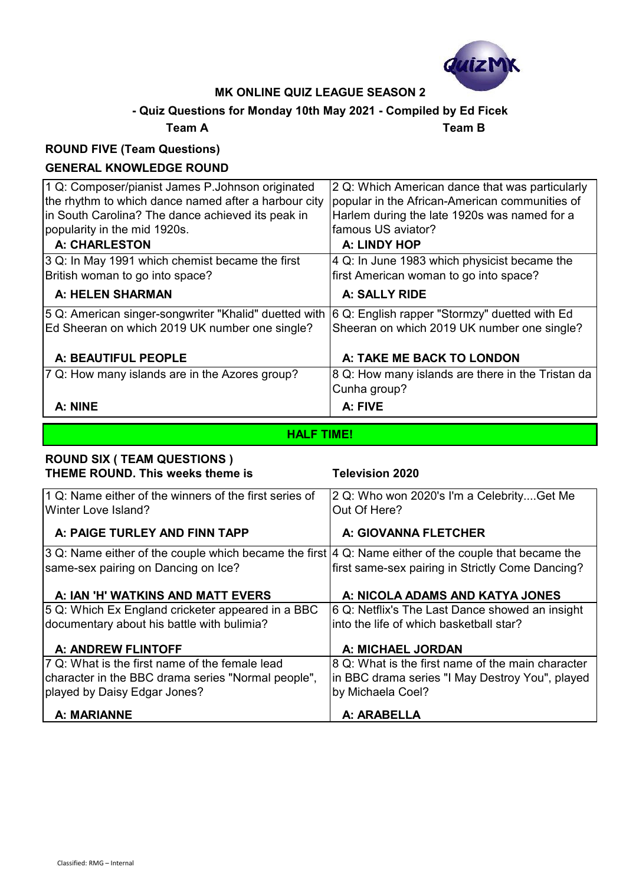## MK ONLINE QUIZ LEAGUE SEASON 2

### - Quiz Questions for Monday 10th May 2021 - Compiled by Ed Ficek

**Team A** | **Team B**

### ROUND FIVE (Team Questions)

### GENERAL KNOWLEDGE ROUND

| Team A | Team B |
|---|---|
| 1 Q: Composer/pianist James P.Johnson originated the rhythm to which dance named after a harbour city in South Carolina? The dance achieved its peak in popularity in the mid 1920s. **A: CHARLESTON** | 2 Q: Which American dance that was particularly popular in the African-American communities of Harlem during the late 1920s was named for a famous US aviator? **A: LINDY HOP** |
| 3 Q: In May 1991 which chemist became the first British woman to go into space? **A: HELEN SHARMAN** | 4 Q: In June 1983 which physicist became the first American woman to go into space? **A: SALLY RIDE** |
| 5 Q: American singer-songwriter "Khalid" duetted with Ed Sheeran on which 2019 UK number one single? **A: BEAUTIFUL PEOPLE** | 6 Q: English rapper "Stormzy" duetted with Ed Sheeran on which 2019 UK number one single? **A: TAKE ME BACK TO LONDON** |
| 7 Q: How many islands are in the Azores group? **A: NINE** | 8 Q: How many islands are there in the Tristan da Cunha group? **A: FIVE** |

**HALF TIME!**

### ROUND SIX ( TEAM QUESTIONS )

### THEME ROUND. This weeks theme is Television 2020

| Team A | Team B |
|---|---|
| 1 Q: Name either of the winners of the first series of Winter Love Island? **A: PAIGE TURLEY AND FINN TAPP** | 2 Q: Who won 2020's I'm a Celebrity....Get Me Out Of Here? **A: GIOVANNA FLETCHER** |
| 3 Q: Name either of the couple which became the first same-sex pairing on Dancing on Ice? **A: IAN 'H' WATKINS AND MATT EVERS** | 4 Q: Name either of the couple that became the first same-sex pairing in Strictly Come Dancing? **A: NICOLA ADAMS AND KATYA JONES** |
| 5 Q: Which Ex England cricketer appeared in a BBC documentary about his battle with bulimia? **A: ANDREW FLINTOFF** | 6 Q: Netflix's The Last Dance showed an insight into the life of which basketball star? **A: MICHAEL JORDAN** |
| 7 Q: What is the first name of the female lead character in the BBC drama series "Normal people", played by Daisy Edgar Jones? **A: MARIANNE** | 8 Q: What is the first name of the main character in BBC drama series "I May Destroy You", played by Michaela Coel? **A: ARABELLA** |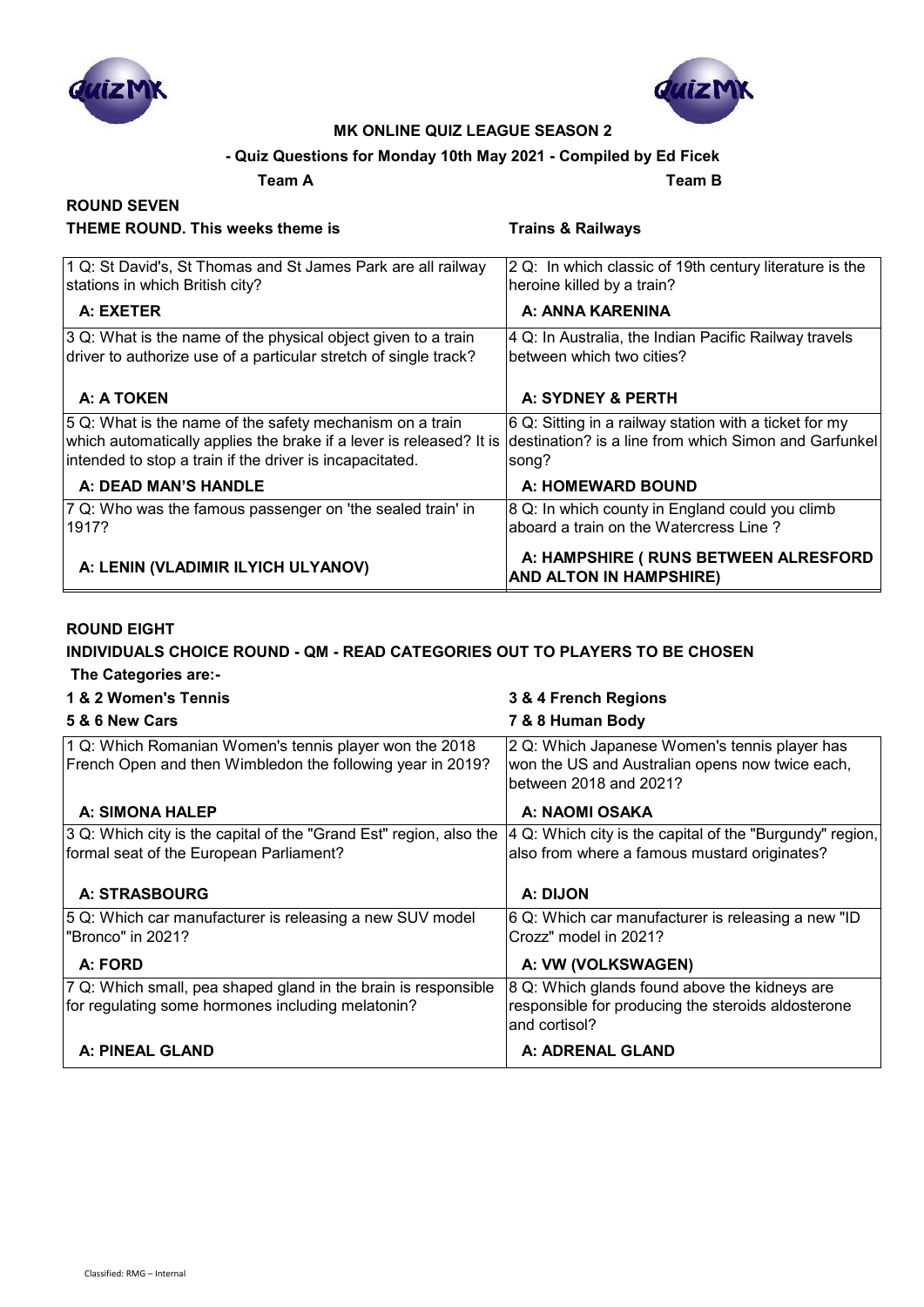**MK ONLINE QUIZ LEAGUE SEASON 2**

**- Quiz Questions for Monday 10th May 2021 - Compiled by Ed Ficek**

**Team A** **Team B**

## ROUND SEVEN

**THEME ROUND. This weeks theme is** **Trains & Railways**

| Team A | Team B |
|---|---|
| 1 Q: St David's, St Thomas and St James Park are all railway stations in which British city? | 2 Q: In which classic of 19th century literature is the heroine killed by a train? |
| **A: EXETER** | **A: ANNA KARENINA** |
| 3 Q: What is the name of the physical object given to a train driver to authorize use of a particular stretch of single track? | 4 Q: In Australia, the Indian Pacific Railway travels between which two cities? |
| **A: A TOKEN** | **A: SYDNEY & PERTH** |
| 5 Q: What is the name of the safety mechanism on a train which automatically applies the brake if a lever is released? It is intended to stop a train if the driver is incapacitated. | 6 Q: Sitting in a railway station with a ticket for my destination? is a line from which Simon and Garfunkel song? |
| **A: DEAD MAN'S HANDLE** | **A: HOMEWARD BOUND** |
| 7 Q: Who was the famous passenger on 'the sealed train' in 1917? | 8 Q: In which county in England could you climb aboard a train on the Watercress Line ? |
| **A: LENIN (VLADIMIR ILYICH ULYANOV)** | **A: HAMPSHIRE ( RUNS BETWEEN ALRESFORD AND ALTON IN HAMPSHIRE)** |

## ROUND EIGHT

**INDIVIDUALS CHOICE ROUND - QM - READ CATEGORIES OUT TO PLAYERS TO BE CHOSEN**

**The Categories are:-**

**1 & 2 Women's Tennis** **3 & 4 French Regions**

**5 & 6 New Cars** **7 & 8 Human Body**

| Team A | Team B |
|---|---|
| 1 Q: Which Romanian Women's tennis player won the 2018 French Open and then Wimbledon the following year in 2019? | 2 Q: Which Japanese Women's tennis player has won the US and Australian opens now twice each, between 2018 and 2021? |
| **A: SIMONA HALEP** | **A: NAOMI OSAKA** |
| 3 Q: Which city is the capital of the "Grand Est" region, also the formal seat of the European Parliament? | 4 Q: Which city is the capital of the "Burgundy" region, also from where a famous mustard originates? |
| **A: STRASBOURG** | **A: DIJON** |
| 5 Q: Which car manufacturer is releasing a new SUV model "Bronco" in 2021? | 6 Q: Which car manufacturer is releasing a new "ID Crozz" model in 2021? |
| **A: FORD** | **A: VW (VOLKSWAGEN)** |
| 7 Q: Which small, pea shaped gland in the brain is responsible for regulating some hormones including melatonin? | 8 Q: Which glands found above the kidneys are responsible for producing the steroids aldosterone and cortisol? |
| **A: PINEAL GLAND** | **A: ADRENAL GLAND** |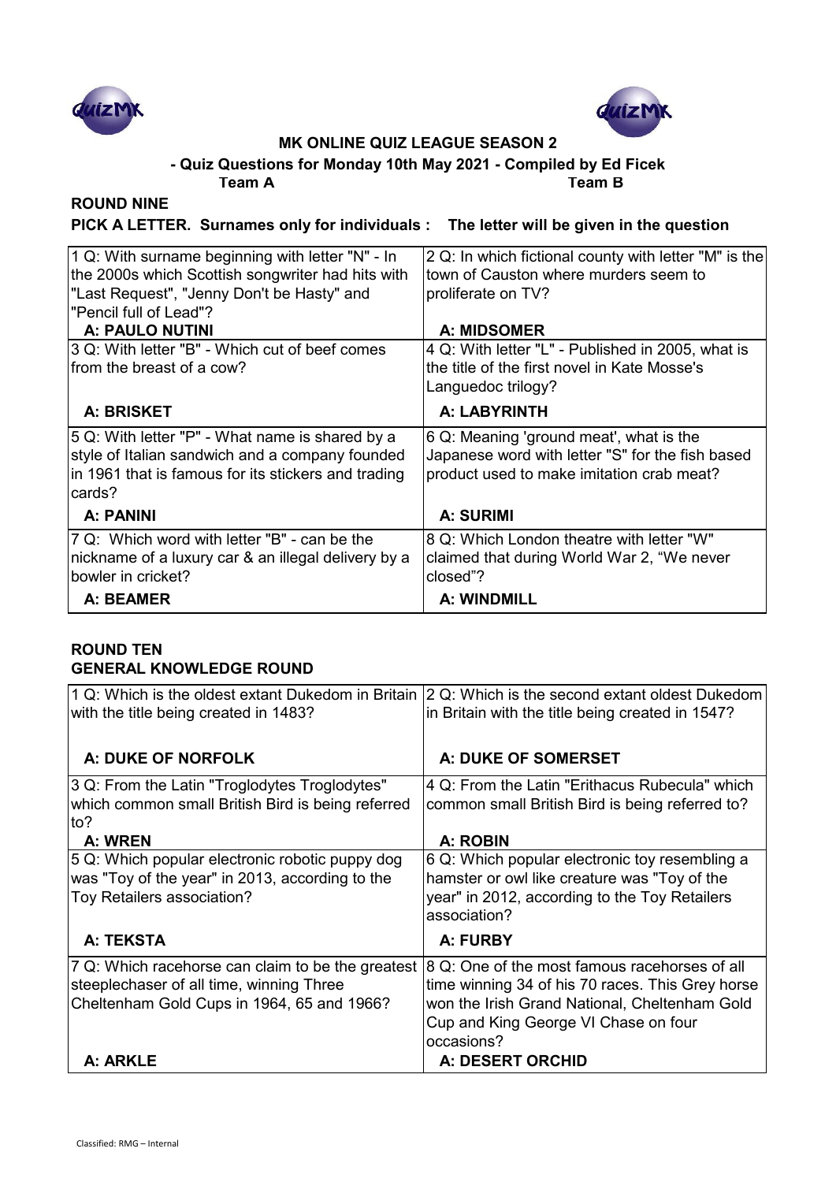**MK ONLINE QUIZ LEAGUE SEASON 2**

**- Quiz Questions for Monday 10th May 2021 - Compiled by Ed Ficek**

**Team A** **Team B**

## ROUND NINE

**PICK A LETTER. Surnames only for individuals : The letter will be given in the question**

| Team A | Team B |
|---|---|
| 1 Q: With surname beginning with letter "N" - In the 2000s which Scottish songwriter had hits with "Last Request", "Jenny Don't be Hasty" and "Pencil full of Lead"?<br>**A: PAULO NUTINI** | 2 Q: In which fictional county with letter "M" is the town of Causton where murders seem to proliferate on TV?<br>**A: MIDSOMER** |
| 3 Q: With letter "B" - Which cut of beef comes from the breast of a cow?<br>**A: BRISKET** | 4 Q: With letter "L" - Published in 2005, what is the title of the first novel in Kate Mosse's Languedoc trilogy?<br>**A: LABYRINTH** |
| 5 Q: With letter "P" - What name is shared by a style of Italian sandwich and a company founded in 1961 that is famous for its stickers and trading cards?<br>**A: PANINI** | 6 Q: Meaning 'ground meat', what is the Japanese word with letter "S" for the fish based product used to make imitation crab meat?<br>**A: SURIMI** |
| 7 Q: Which word with letter "B" - can be the nickname of a luxury car & an illegal delivery by a bowler in cricket?<br>**A: BEAMER** | 8 Q: Which London theatre with letter "W" claimed that during World War 2, "We never closed"?<br>**A: WINDMILL** |

## ROUND TEN

**GENERAL KNOWLEDGE ROUND**

| Team A | Team B |
|---|---|
| 1 Q: Which is the oldest extant Dukedom in Britain with the title being created in 1483?<br>**A: DUKE OF NORFOLK** | 2 Q: Which is the second extant oldest Dukedom in Britain with the title being created in 1547?<br>**A: DUKE OF SOMERSET** |
| 3 Q: From the Latin "Troglodytes Troglodytes" which common small British Bird is being referred to?<br>**A: WREN** | 4 Q: From the Latin "Erithacus Rubecula" which common small British Bird is being referred to?<br>**A: ROBIN** |
| 5 Q: Which popular electronic robotic puppy dog was "Toy of the year" in 2013, according to the Toy Retailers association?<br>**A: TEKSTA** | 6 Q: Which popular electronic toy resembling a hamster or owl like creature was "Toy of the year" in 2012, according to the Toy Retailers association?<br>**A: FURBY** |
| 7 Q: Which racehorse can claim to be the greatest steeplechaser of all time, winning Three Cheltenham Gold Cups in 1964, 65 and 1966?<br>**A: ARKLE** | 8 Q: One of the most famous racehorses of all time winning 34 of his 70 races. This Grey horse won the Irish Grand National, Cheltenham Gold Cup and King George VI Chase on four occasions?<br>**A: DESERT ORCHID** |

Classified: RMG – Internal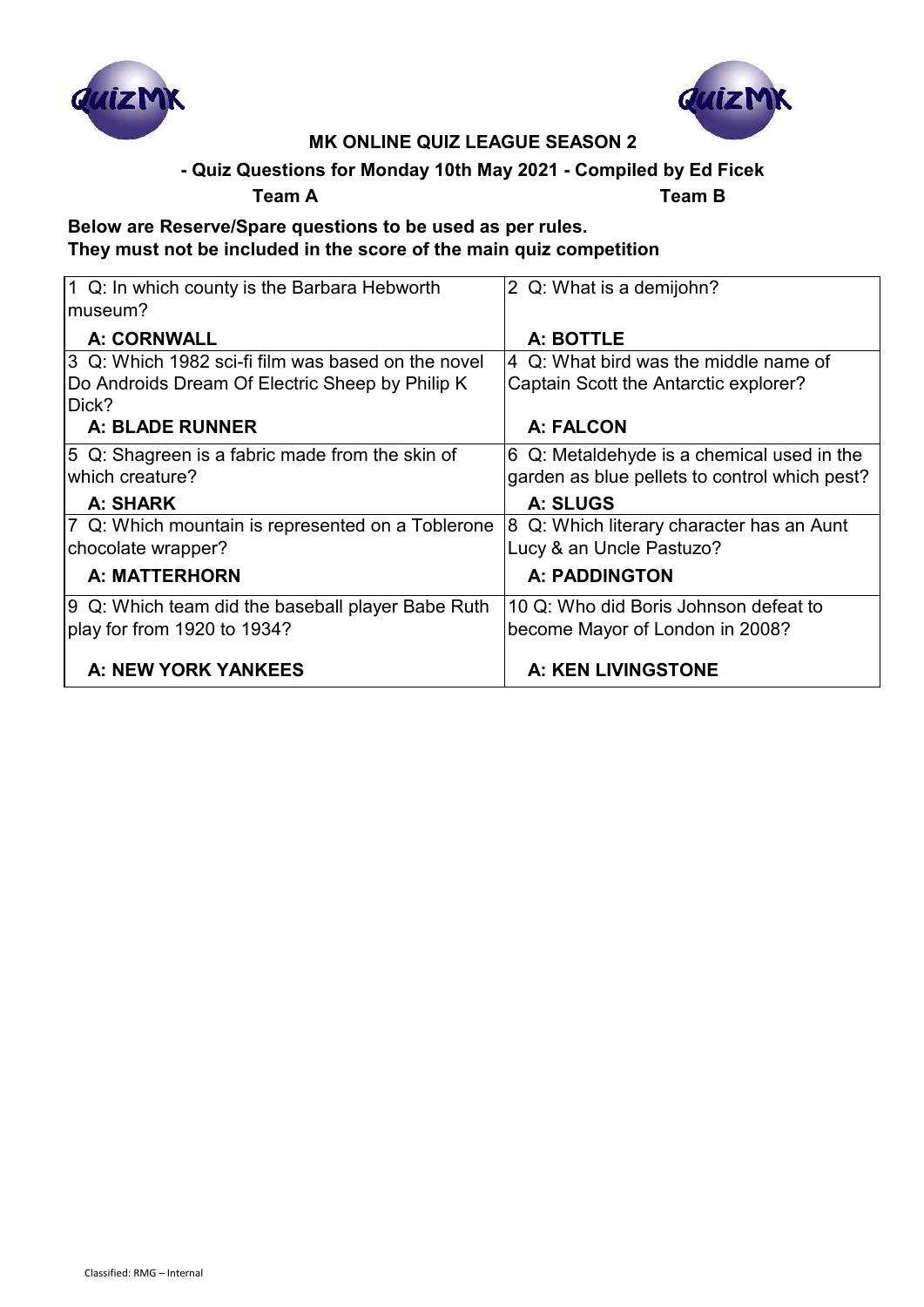**MK ONLINE QUIZ LEAGUE SEASON 2**

**- Quiz Questions for Monday 10th May 2021 - Compiled by Ed Ficek**

**Team A** **Team B**

**Below are Reserve/Spare questions to be used as per rules.**
**They must not be included in the score of the main quiz competition**

| | |
|---|---|
| 1 Q: In which county is the Barbara Hebworth museum?<br>**A: CORNWALL** | 2 Q: What is a demijohn?<br>**A: BOTTLE** |
| 3 Q: Which 1982 sci-fi film was based on the novel Do Androids Dream Of Electric Sheep by Philip K Dick?<br>**A: BLADE RUNNER** | 4 Q: What bird was the middle name of Captain Scott the Antarctic explorer?<br>**A: FALCON** |
| 5 Q: Shagreen is a fabric made from the skin of which creature?<br>**A: SHARK** | 6 Q: Metaldehyde is a chemical used in the garden as blue pellets to control which pest?<br>**A: SLUGS** |
| 7 Q: Which mountain is represented on a Toblerone chocolate wrapper?<br>**A: MATTERHORN** | 8 Q: Which literary character has an Aunt Lucy & an Uncle Pastuzo?<br>**A: PADDINGTON** |
| 9 Q: Which team did the baseball player Babe Ruth play for from 1920 to 1934?<br>**A: NEW YORK YANKEES** | 10 Q: Who did Boris Johnson defeat to become Mayor of London in 2008?<br>**A: KEN LIVINGSTONE** |

Classified: RMG – Internal